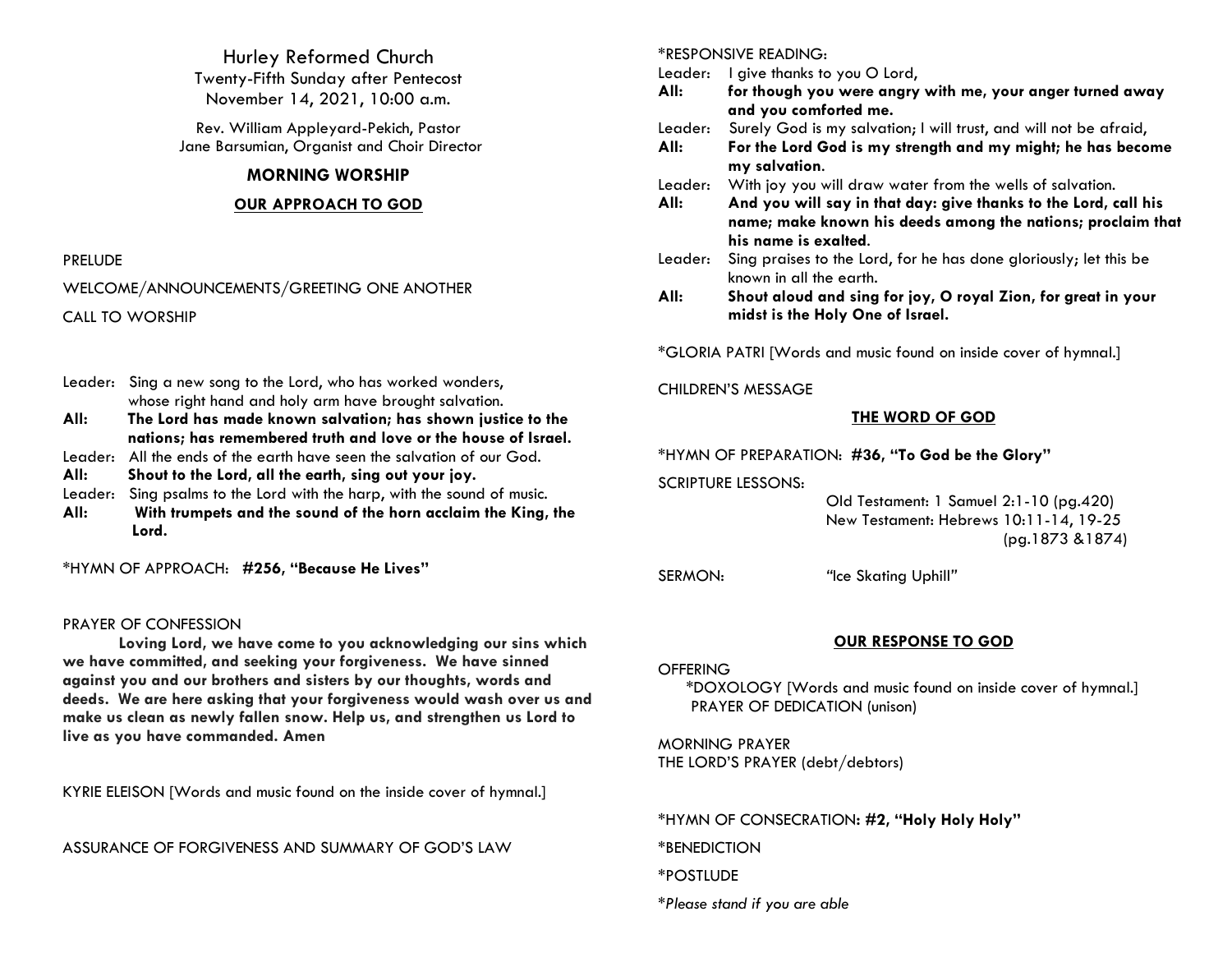# Hurley Reformed Church

Twenty-Fifth Sunday after Pentecost
November 14, 2021, 10:00 a.m.

Rev. William Appleyard-Pekich, Pastor
Jane Barsumian, Organist and Choir Director

## MORNING WORSHIP

### OUR APPROACH TO GOD

PRELUDE

WELCOME/ANNOUNCEMENTS/GREETING ONE ANOTHER

CALL TO WORSHIP

Leader: Sing a new song to the Lord, who has worked wonders, whose right hand and holy arm have brought salvation.
**All: The Lord has made known salvation; has shown justice to the nations; has remembered truth and love or the house of Israel.**
Leader: All the ends of the earth have seen the salvation of our God.
**All: Shout to the Lord, all the earth, sing out your joy.**
Leader: Sing psalms to the Lord with the harp, with the sound of music.
**All: With trumpets and the sound of the horn acclaim the King, the Lord.**

*HYMN OF APPROACH: **#256, "Because He Lives"**

PRAYER OF CONFESSION

**Loving Lord, we have come to you acknowledging our sins which we have committed, and seeking your forgiveness. We have sinned against you and our brothers and sisters by our thoughts, words and deeds. We are here asking that your forgiveness would wash over us and make us clean as newly fallen snow. Help us, and strengthen us Lord to live as you have commanded. Amen**

KYRIE ELEISON [Words and music found on the inside cover of hymnal.]

ASSURANCE OF FORGIVENESS AND SUMMARY OF GOD'S LAW

*RESPONSIVE READING:

Leader: I give thanks to you O Lord,
**All: for though you were angry with me, your anger turned away and you comforted me.**
Leader: Surely God is my salvation; I will trust, and will not be afraid,
**All: For the Lord God is my strength and my might; he has become my salvation.**
Leader: With joy you will draw water from the wells of salvation.
**All: And you will say in that day: give thanks to the Lord, call his name; make known his deeds among the nations; proclaim that his name is exalted.**
Leader: Sing praises to the Lord, for he has done gloriously; let this be known in all the earth.
**All: Shout aloud and sing for joy, O royal Zion, for great in your midst is the Holy One of Israel.**

*GLORIA PATRI [Words and music found on inside cover of hymnal.]

CHILDREN'S MESSAGE

### THE WORD OF GOD

*HYMN OF PREPARATION: **#36, "To God be the Glory"**

SCRIPTURE LESSONS:
Old Testament: 1 Samuel 2:1-10 (pg.420)
New Testament: Hebrews 10:11-14, 19-25 (pg.1873 &1874)

SERMON: "Ice Skating Uphill"

### OUR RESPONSE TO GOD

OFFERING
*DOXOLOGY [Words and music found on inside cover of hymnal.]
PRAYER OF DEDICATION (unison)

MORNING PRAYER
THE LORD'S PRAYER (debt/debtors)

*HYMN OF CONSECRATION: **#2, "Holy Holy Holy"**

*BENEDICTION

*POSTLUDE

*\*Please stand if you are able*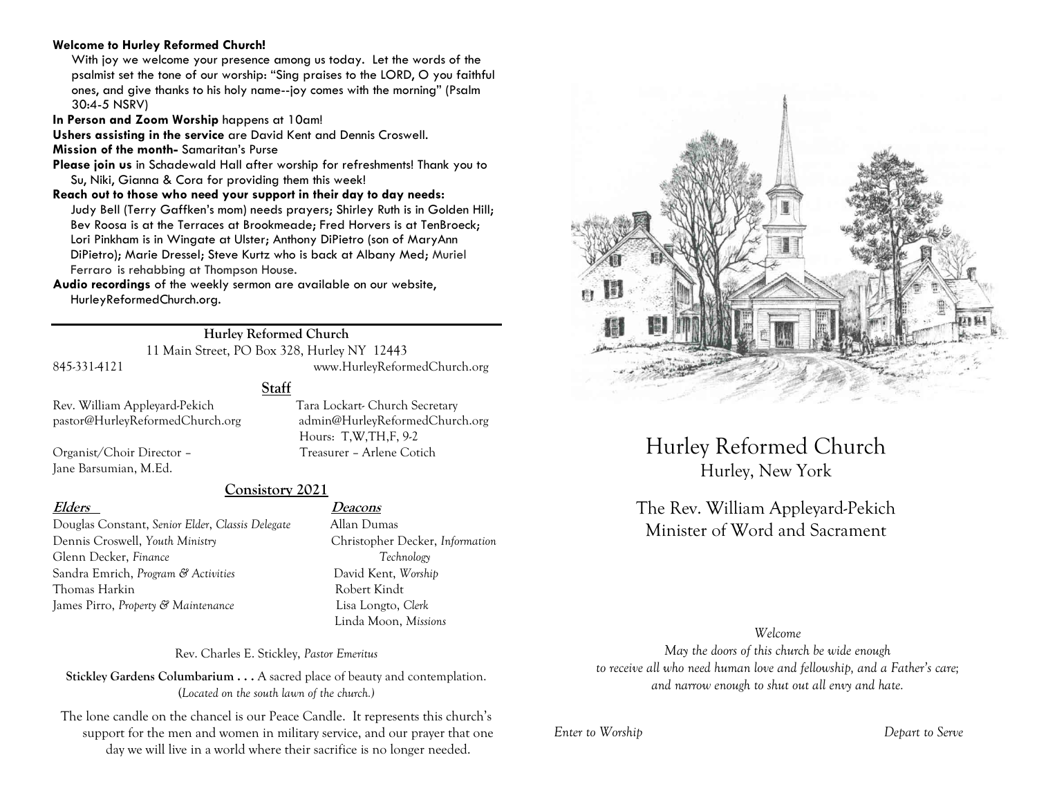**Welcome to Hurley Reformed Church!**
With joy we welcome your presence among us today. Let the words of the psalmist set the tone of our worship: "Sing praises to the LORD, O you faithful ones, and give thanks to his holy name--joy comes with the morning" (Psalm 30:4-5 NSRV)

**In Person and Zoom Worship** happens at 10am!

**Ushers assisting in the service** are David Kent and Dennis Croswell.

**Mission of the month-** Samaritan's Purse

**Please join us** in Schadewald Hall after worship for refreshments! Thank you to Su, Niki, Gianna & Cora for providing them this week!

**Reach out to those who need your support in their day to day needs:**
Judy Bell (Terry Gaffken's mom) needs prayers; Shirley Ruth is in Golden Hill; Bev Roosa is at the Terraces at Brookmeade; Fred Horvers is at TenBroeck; Lori Pinkham is in Wingate at Ulster; Anthony DiPietro (son of MaryAnn DiPietro); Marie Dressel; Steve Kurtz who is back at Albany Med; Muriel Ferraro is rehabbing at Thompson House.

**Audio recordings** of the weekly sermon are available on our website, HurleyReformedChurch.org.

---

**Hurley Reformed Church**
11 Main Street, PO Box 328, Hurley NY 12443
845-331-4121 www.HurleyReformedChurch.org

## Staff

Rev. William Appleyard-Pekich
pastor@HurleyReformedChurch.org

Tara Lockart- Church Secretary
admin@HurleyReformedChurch.org
Hours: T,W,TH,F, 9-2

Organist/Choir Director – Jane Barsumian, M.Ed.

Treasurer – Arlene Cotich

## Consistory 2021

**Elders**

Douglas Constant, *Senior Elder, Classis Delegate*
Dennis Croswell, *Youth Ministry*
Glenn Decker, *Finance*
Sandra Emrich, *Program & Activities*
Thomas Harkin
James Pirro, *Property & Maintenance*

**Deacons**

Allan Dumas
Christopher Decker, *Information Technology*
David Kent, *Worship*
Robert Kindt
Lisa Longto, *Clerk*
Linda Moon, *Missions*

Rev. Charles E. Stickley, *Pastor Emeritus*

**Stickley Gardens Columbarium . . .** A sacred place of beauty and contemplation. (*Located on the south lawn of the church.*)

The lone candle on the chancel is our Peace Candle. It represents this church's support for the men and women in military service, and our prayer that one day we will live in a world where their sacrifice is no longer needed.

# Hurley Reformed Church
Hurley, New York

The Rev. William Appleyard-Pekich
Minister of Word and Sacrament

*Welcome*
*May the doors of this church be wide enough to receive all who need human love and fellowship, and a Father's care; and narrow enough to shut out all envy and hate.*

*Enter to Worship* *Depart to Serve*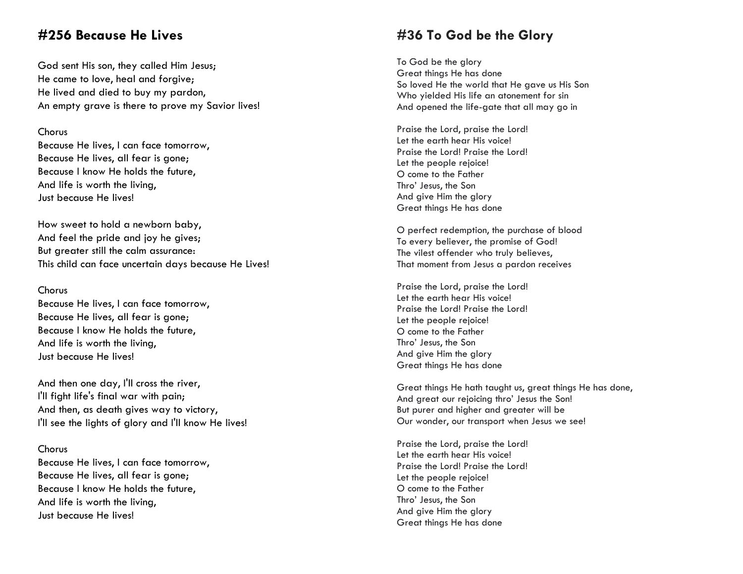## #256 Because He Lives

God sent His son, they called Him Jesus;
He came to love, heal and forgive;
He lived and died to buy my pardon,
An empty grave is there to prove my Savior lives!

Chorus
Because He lives, I can face tomorrow,
Because He lives, all fear is gone;
Because I know He holds the future,
And life is worth the living,
Just because He lives!

How sweet to hold a newborn baby,
And feel the pride and joy he gives;
But greater still the calm assurance:
This child can face uncertain days because He Lives!

Chorus
Because He lives, I can face tomorrow,
Because He lives, all fear is gone;
Because I know He holds the future,
And life is worth the living,
Just because He lives!

And then one day, I'll cross the river,
I'll fight life's final war with pain;
And then, as death gives way to victory,
I'll see the lights of glory and I'll know He lives!

Chorus
Because He lives, I can face tomorrow,
Because He lives, all fear is gone;
Because I know He holds the future,
And life is worth the living,
Just because He lives!

## #36 To God be the Glory

To God be the glory
Great things He has done
So loved He the world that He gave us His Son
Who yielded His life an atonement for sin
And opened the life-gate that all may go in

Praise the Lord, praise the Lord!
Let the earth hear His voice!
Praise the Lord! Praise the Lord!
Let the people rejoice!
O come to the Father
Thro' Jesus, the Son
And give Him the glory
Great things He has done

O perfect redemption, the purchase of blood
To every believer, the promise of God!
The vilest offender who truly believes,
That moment from Jesus a pardon receives

Praise the Lord, praise the Lord!
Let the earth hear His voice!
Praise the Lord! Praise the Lord!
Let the people rejoice!
O come to the Father
Thro' Jesus, the Son
And give Him the glory
Great things He has done

Great things He hath taught us, great things He has done,
And great our rejoicing thro' Jesus the Son!
But purer and higher and greater will be
Our wonder, our transport when Jesus we see!

Praise the Lord, praise the Lord!
Let the earth hear His voice!
Praise the Lord! Praise the Lord!
Let the people rejoice!
O come to the Father
Thro' Jesus, the Son
And give Him the glory
Great things He has done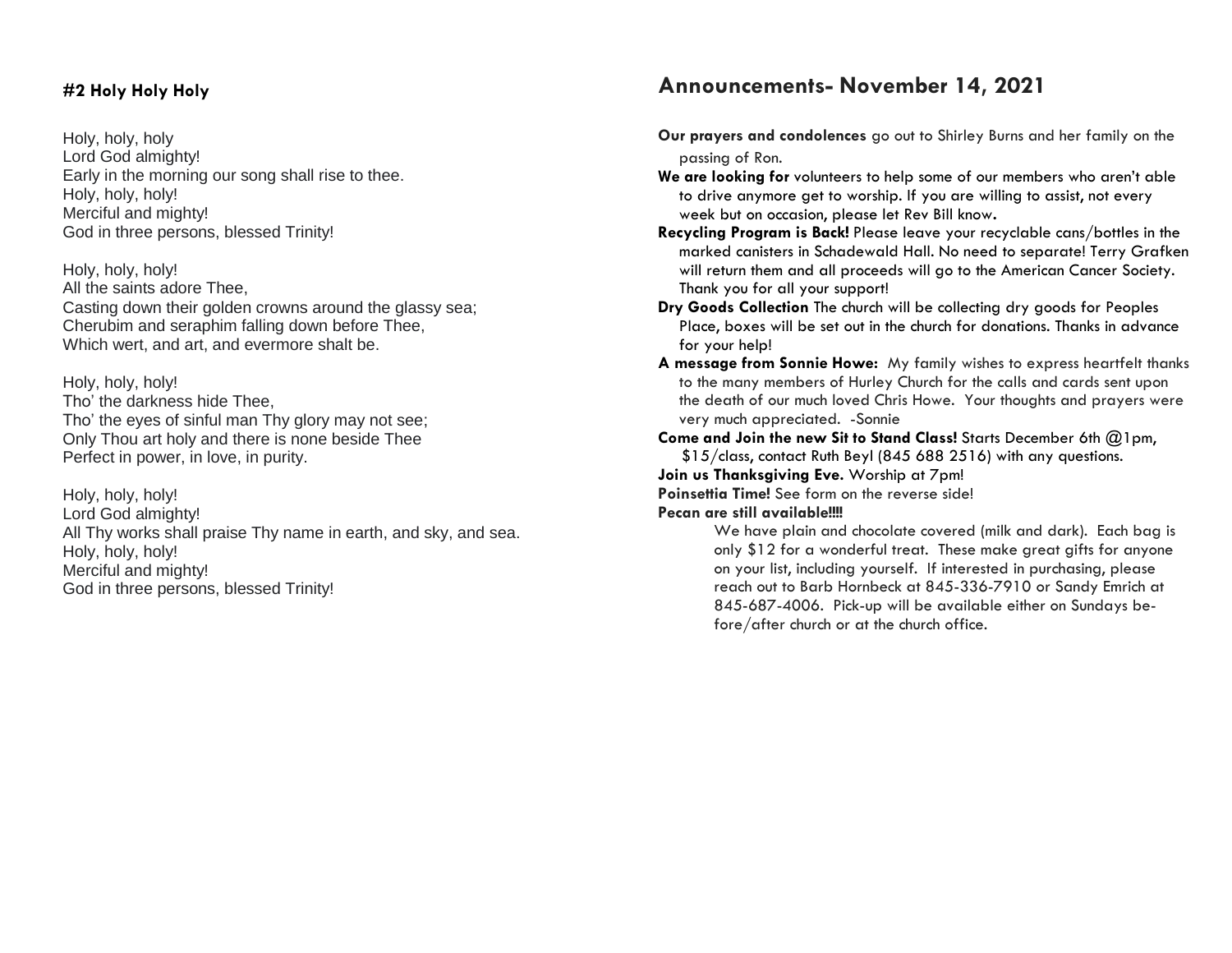#### #2 Holy Holy Holy

Holy, holy, holy
Lord God almighty!
Early in the morning our song shall rise to thee.
Holy, holy, holy!
Merciful and mighty!
God in three persons, blessed Trinity!

Holy, holy, holy!
All the saints adore Thee,
Casting down their golden crowns around the glassy sea;
Cherubim and seraphim falling down before Thee,
Which wert, and art, and evermore shalt be.

Holy, holy, holy!
Tho' the darkness hide Thee,
Tho' the eyes of sinful man Thy glory may not see;
Only Thou art holy and there is none beside Thee
Perfect in power, in love, in purity.

Holy, holy, holy!
Lord God almighty!
All Thy works shall praise Thy name in earth, and sky, and sea.
Holy, holy, holy!
Merciful and mighty!
God in three persons, blessed Trinity!

## Announcements- November 14, 2021

**Our prayers and condolences** go out to Shirley Burns and her family on the passing of Ron.

**We are looking for** volunteers to help some of our members who aren't able to drive anymore get to worship. If you are willing to assist, not every week but on occasion, please let Rev Bill know.

**Recycling Program is Back!** Please leave your recyclable cans/bottles in the marked canisters in Schadewald Hall. No need to separate! Terry Grafken will return them and all proceeds will go to the American Cancer Society. Thank you for all your support!

**Dry Goods Collection** The church will be collecting dry goods for Peoples Place, boxes will be set out in the church for donations. Thanks in advance for your help!

**A message from Sonnie Howe:** My family wishes to express heartfelt thanks to the many members of Hurley Church for the calls and cards sent upon the death of our much loved Chris Howe. Your thoughts and prayers were very much appreciated. -Sonnie

**Come and Join the new Sit to Stand Class!** Starts December 6th @1pm, $15/class, contact Ruth Beyl (845 688 2516) with any questions.

**Join us Thanksgiving Eve.** Worship at 7pm!

**Poinsettia Time!** See form on the reverse side!

**Pecan are still available!!!!**

We have plain and chocolate covered (milk and dark). Each bag is only $12 for a wonderful treat. These make great gifts for anyone on your list, including yourself. If interested in purchasing, please reach out to Barb Hornbeck at 845-336-7910 or Sandy Emrich at 845-687-4006. Pick-up will be available either on Sundays before/after church or at the church office.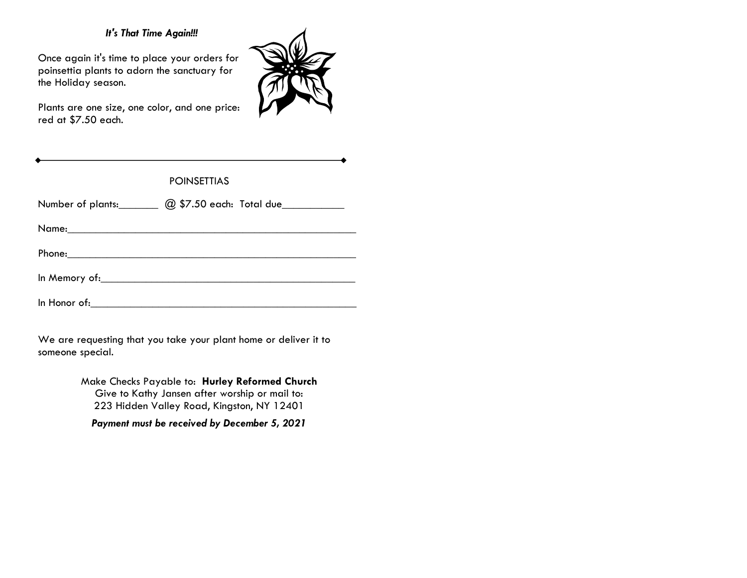***It's That Time Again!!!***

Once again it's time to place your orders for poinsettia plants to adorn the sanctuary for the Holiday season.

Plants are one size, one color, and one price: red at $7.50 each.

---

POINSETTIAS

Number of plants:_______ @ $7.50 each: Total due___________

Name:_____________________________________________________

Phone:____________________________________________________

In Memory of:_______________________________________________

In Honor of:________________________________________________

We are requesting that you take your plant home or deliver it to someone special.

Make Checks Payable to: **Hurley Reformed Church**
Give to Kathy Jansen after worship or mail to:
223 Hidden Valley Road, Kingston, NY 12401

***Payment must be received by December 5, 2021***